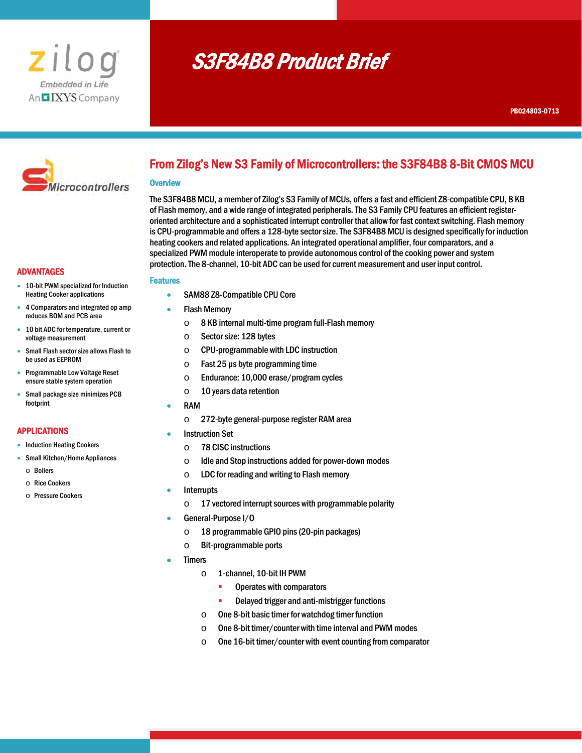# S3F84B8 Product Brief

PB024803-0713

## From Zilog's New S3 Family of Microcontrollers: the S3F84B8 8-Bit CMOS MCU

### Overview

The S3F84B8 MCU, a member of Zilog's S3 Family of MCUs, offers a fast and efficient Z8-compatible CPU, 8 KB of Flash memory, and a wide range of integrated peripherals. The S3 Family CPU features an efficient register-oriented architecture and a sophisticated interrupt controller that allow for fast context switching. Flash memory is CPU-programmable and offers a 128-byte sector size. The S3F84B8 MCU is designed specifically for induction heating cookers and related applications. An integrated operational amplifier, four comparators, and a specialized PWM module interoperate to provide autonomous control of the cooking power and system protection. The 8-channel, 10-bit ADC can be used for current measurement and user input control.

### Features

- SAM88 Z8-Compatible CPU Core
- Flash Memory
  - 8 KB internal multi-time program full-Flash memory
  - Sector size: 128 bytes
  - CPU-programmable with LDC instruction
  - Fast 25 µs byte programming time
  - Endurance: 10,000 erase/program cycles
  - 10 years data retention
- RAM
  - 272-byte general-purpose register RAM area
- Instruction Set
  - 78 CISC instructions
  - Idle and Stop instructions added for power-down modes
  - LDC for reading and writing to Flash memory
- Interrupts
  - 17 vectored interrupt sources with programmable polarity
- General-Purpose I/O
  - 18 programmable GPIO pins (20-pin packages)
  - Bit-programmable ports
- Timers
  - 1-channel, 10-bit IH PWM
    - Operates with comparators
    - Delayed trigger and anti-mistrigger functions
  - One 8-bit basic timer for watchdog timer function
  - One 8-bit timer/counter with time interval and PWM modes
  - One 16-bit timer/counter with event counting from comparator

### ADVANTAGES

- 10-bit PWM specialized for Induction Heating Cooker applications
- 4 Comparators and integrated op amp reduces BOM and PCB area
- 10 bit ADC for temperature, current or voltage measurement
- Small Flash sector size allows Flash to be used as EEPROM
- Programmable Low Voltage Reset ensure stable system operation
- Small package size minimizes PCB footprint

### APPLICATIONS

- Induction Heating Cookers
- Small Kitchen/Home Appliances
  - Boilers
  - Rice Cookers
  - Pressure Cookers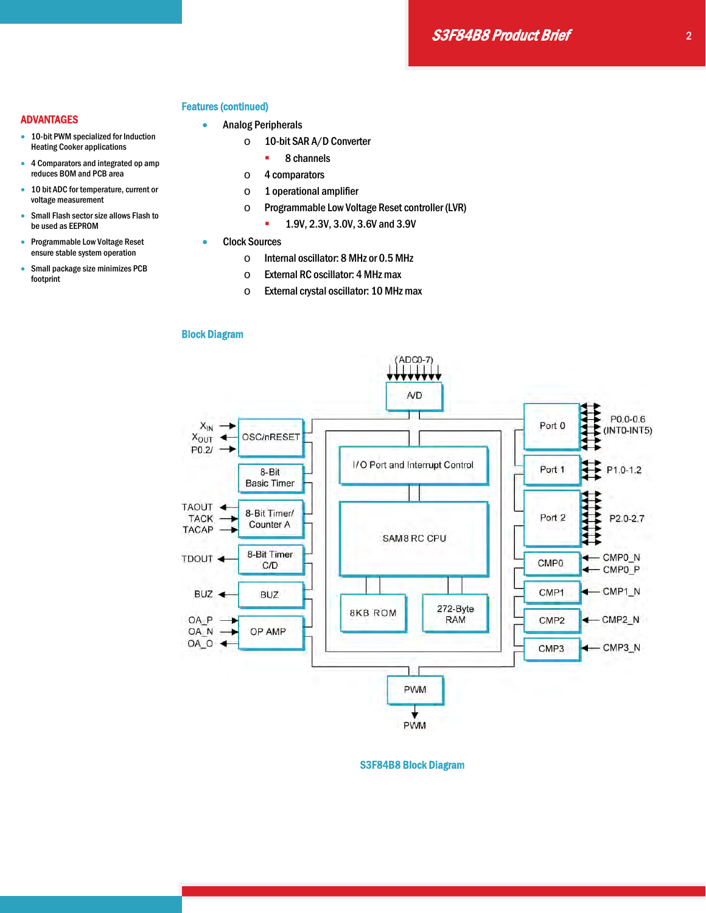## ADVANTAGES

- 10-bit PWM specialized for Induction Heating Cooker applications
- 4 Comparators and integrated op amp reduces BOM and PCB area
- 10 bit ADC for temperature, current or voltage measurement
- Small Flash sector size allows Flash to be used as EEPROM
- Programmable Low Voltage Reset ensure stable system operation
- Small package size minimizes PCB footprint

## Features (continued)

- Analog Peripherals
  - 10-bit SAR A/D Converter
    - 8 channels
  - 4 comparators
  - 1 operational amplifier
  - Programmable Low Voltage Reset controller (LVR)
    - 1.9V, 2.3V, 3.0V, 3.6V and 3.9V
- Clock Sources
  - Internal oscillator: 8 MHz or 0.5 MHz
  - External RC oscillator: 4 MHz max
  - External crystal oscillator: 10 MHz max

## Block Diagram

(ADC0-7)
A/D

$X_{IN}$
$X_{OUT}$
P0.2/
OSC/nRESET

8-Bit Basic Timer

TAOUT
TACK
TACAP
8-Bit Timer/ Counter A

TDOUT
8-Bit Timer C/D

BUZ
BUZ

OA_P
OA_N
OA_O
OP AMP

I/O Port and Interrupt Control

SAM8 RC CPU

8KB ROM

272-Byte RAM

Port 0 — P0.0-0.6 (INT0-INT5)

Port 1 — P1.0-1.2

Port 2 — P2.0-2.7

CMP0 — CMP0_N, CMP0_P

CMP1 — CMP1_N

CMP2 — CMP2_N

CMP3 — CMP3_N

PWM
PWM

S3F84B8 Block Diagram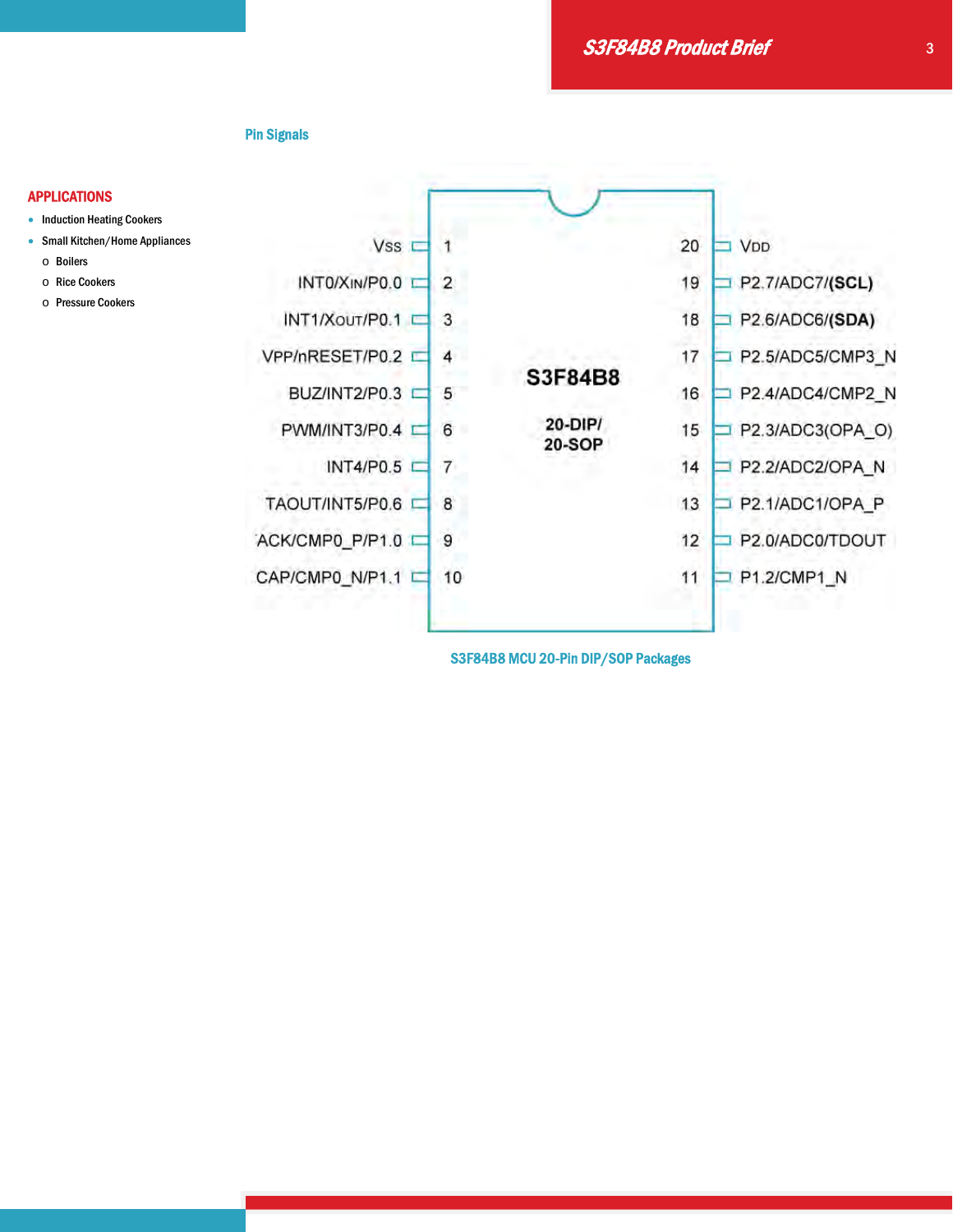## APPLICATIONS

- Induction Heating Cookers
- Small Kitchen/Home Appliances
  - Boilers
  - Rice Cookers
  - Pressure Cookers

## Pin Signals

| Left Pin Signal | Pin | Pin | Right Pin Signal |
|---|---|---|---|
| VSS | 1 | 20 | VDD |
| INT0/XIN/P0.0 | 2 | 19 | P2.7/ADC7/**(SCL)** |
| INT1/XOUT/P0.1 | 3 | 18 | P2.6/ADC6/**(SDA)** |
| VPP/nRESET/P0.2 | 4 | 17 | P2.5/ADC5/CMP3_N |
| BUZ/INT2/P0.3 | 5 | 16 | P2.4/ADC4/CMP2_N |
| PWM/INT3/P0.4 | 6 | 15 | P2.3/ADC3(OPA_O) |
| INT4/P0.5 | 7 | 14 | P2.2/ADC2/OPA_N |
| TAOUT/INT5/P0.6 | 8 | 13 | P2.1/ADC1/OPA_P |
| ACK/CMP0_P/P1.0 | 9 | 12 | P2.0/ADC0/TDOUT |
| CAP/CMP0_N/P1.1 | 10 | 11 | P1.2/CMP1_N |

S3F84B8 — 20-DIP/ 20-SOP

S3F84B8 MCU 20-Pin DIP/SOP Packages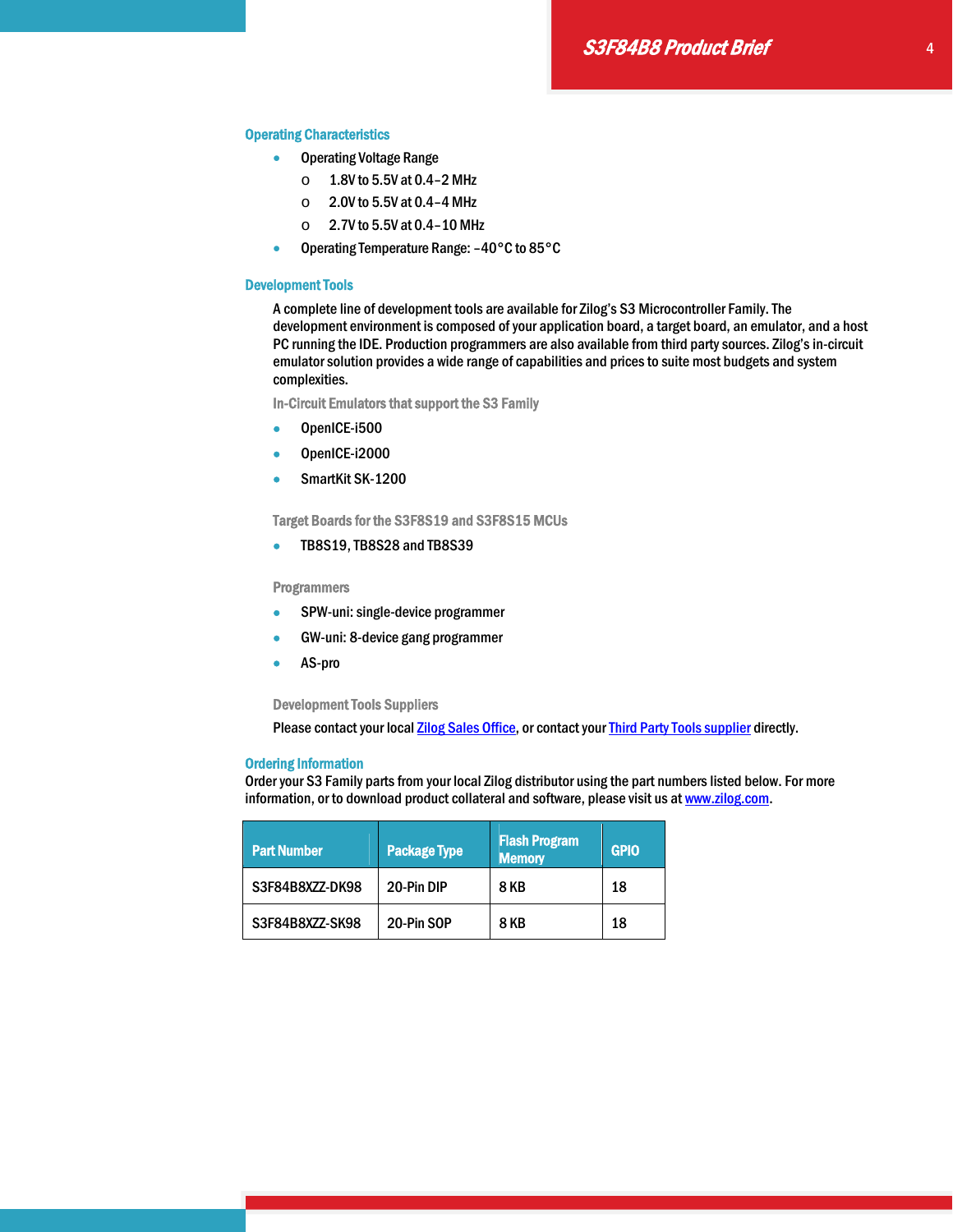## Operating Characteristics

- Operating Voltage Range
  - 1.8V to 5.5V at 0.4–2 MHz
  - 2.0V to 5.5V at 0.4–4 MHz
  - 2.7V to 5.5V at 0.4–10 MHz
- Operating Temperature Range: –40°C to 85°C

## Development Tools

A complete line of development tools are available for Zilog's S3 Microcontroller Family. The development environment is composed of your application board, a target board, an emulator, and a host PC running the IDE. Production programmers are also available from third party sources. Zilog's in-circuit emulator solution provides a wide range of capabilities and prices to suite most budgets and system complexities.

### In-Circuit Emulators that support the S3 Family

- OpenICE-i500
- OpenICE-i2000
- SmartKit SK-1200

### Target Boards for the S3F8S19 and S3F8S15 MCUs

- TB8S19, TB8S28 and TB8S39

### Programmers

- SPW-uni: single-device programmer
- GW-uni: 8-device gang programmer
- AS-pro

### Development Tools Suppliers

Please contact your local Zilog Sales Office, or contact your Third Party Tools supplier directly.

## Ordering Information

Order your S3 Family parts from your local Zilog distributor using the part numbers listed below. For more information, or to download product collateral and software, please visit us at www.zilog.com.

| Part Number | Package Type | Flash Program Memory | GPIO |
|---|---|---|---|
| S3F84B8XZZ-DK98 | 20-Pin DIP | 8 KB | 18 |
| S3F84B8XZZ-SK98 | 20-Pin SOP | 8 KB | 18 |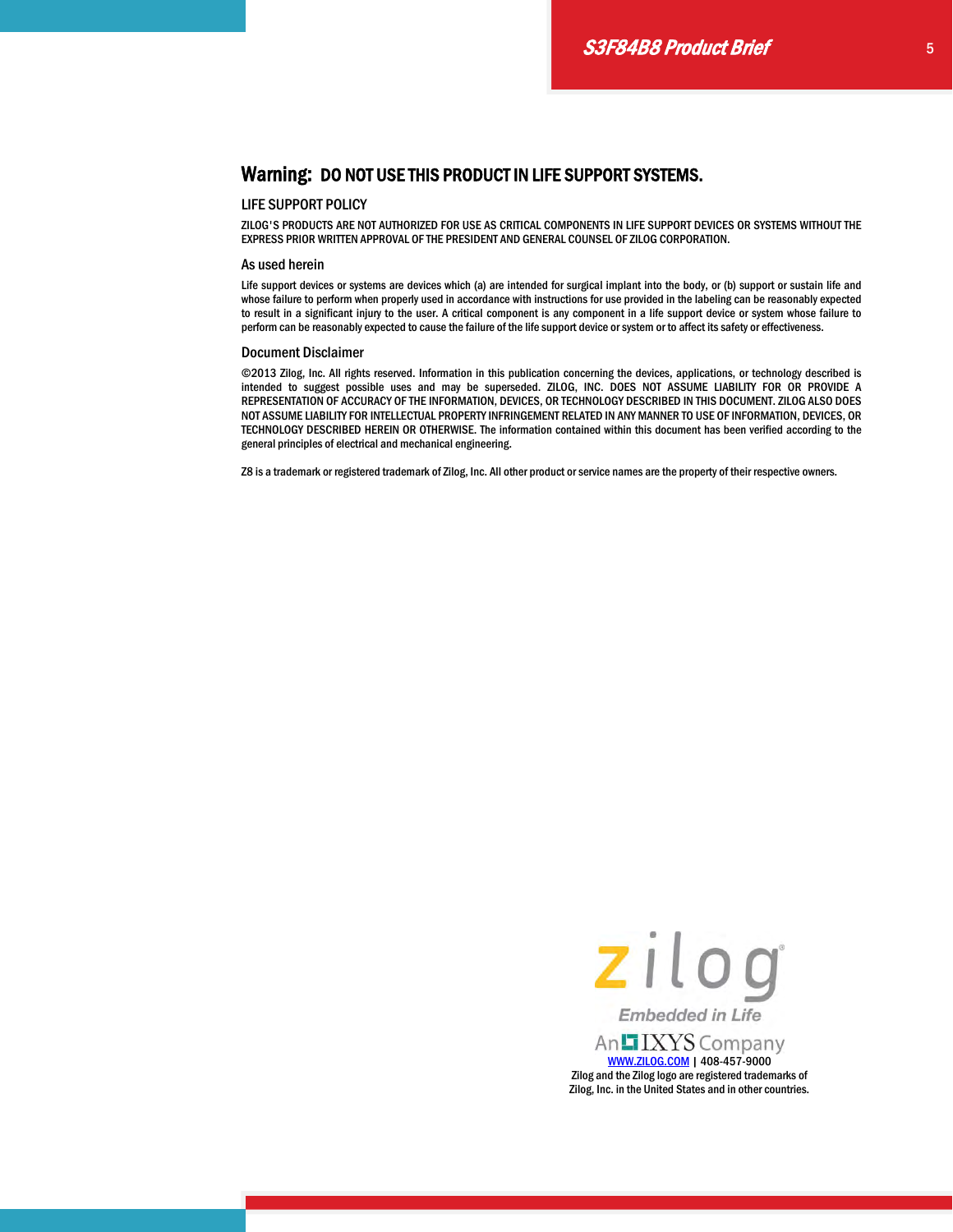## Warning: DO NOT USE THIS PRODUCT IN LIFE SUPPORT SYSTEMS.

### LIFE SUPPORT POLICY

ZILOG'S PRODUCTS ARE NOT AUTHORIZED FOR USE AS CRITICAL COMPONENTS IN LIFE SUPPORT DEVICES OR SYSTEMS WITHOUT THE EXPRESS PRIOR WRITTEN APPROVAL OF THE PRESIDENT AND GENERAL COUNSEL OF ZILOG CORPORATION.

### As used herein

Life support devices or systems are devices which (a) are intended for surgical implant into the body, or (b) support or sustain life and whose failure to perform when properly used in accordance with instructions for use provided in the labeling can be reasonably expected to result in a significant injury to the user. A critical component is any component in a life support device or system whose failure to perform can be reasonably expected to cause the failure of the life support device or system or to affect its safety or effectiveness.

### Document Disclaimer

©2013 Zilog, Inc. All rights reserved. Information in this publication concerning the devices, applications, or technology described is intended to suggest possible uses and may be superseded. ZILOG, INC. DOES NOT ASSUME LIABILITY FOR OR PROVIDE A REPRESENTATION OF ACCURACY OF THE INFORMATION, DEVICES, OR TECHNOLOGY DESCRIBED IN THIS DOCUMENT. ZILOG ALSO DOES NOT ASSUME LIABILITY FOR INTELLECTUAL PROPERTY INFRINGEMENT RELATED IN ANY MANNER TO USE OF INFORMATION, DEVICES, OR TECHNOLOGY DESCRIBED HEREIN OR OTHERWISE. The information contained within this document has been verified according to the general principles of electrical and mechanical engineering.

Z8 is a trademark or registered trademark of Zilog, Inc. All other product or service names are the property of their respective owners.

zilog
Embedded in Life
An IXYS Company

WWW.ZILOG.COM | 408-457-9000
Zilog and the Zilog logo are registered trademarks of Zilog, Inc. in the United States and in other countries.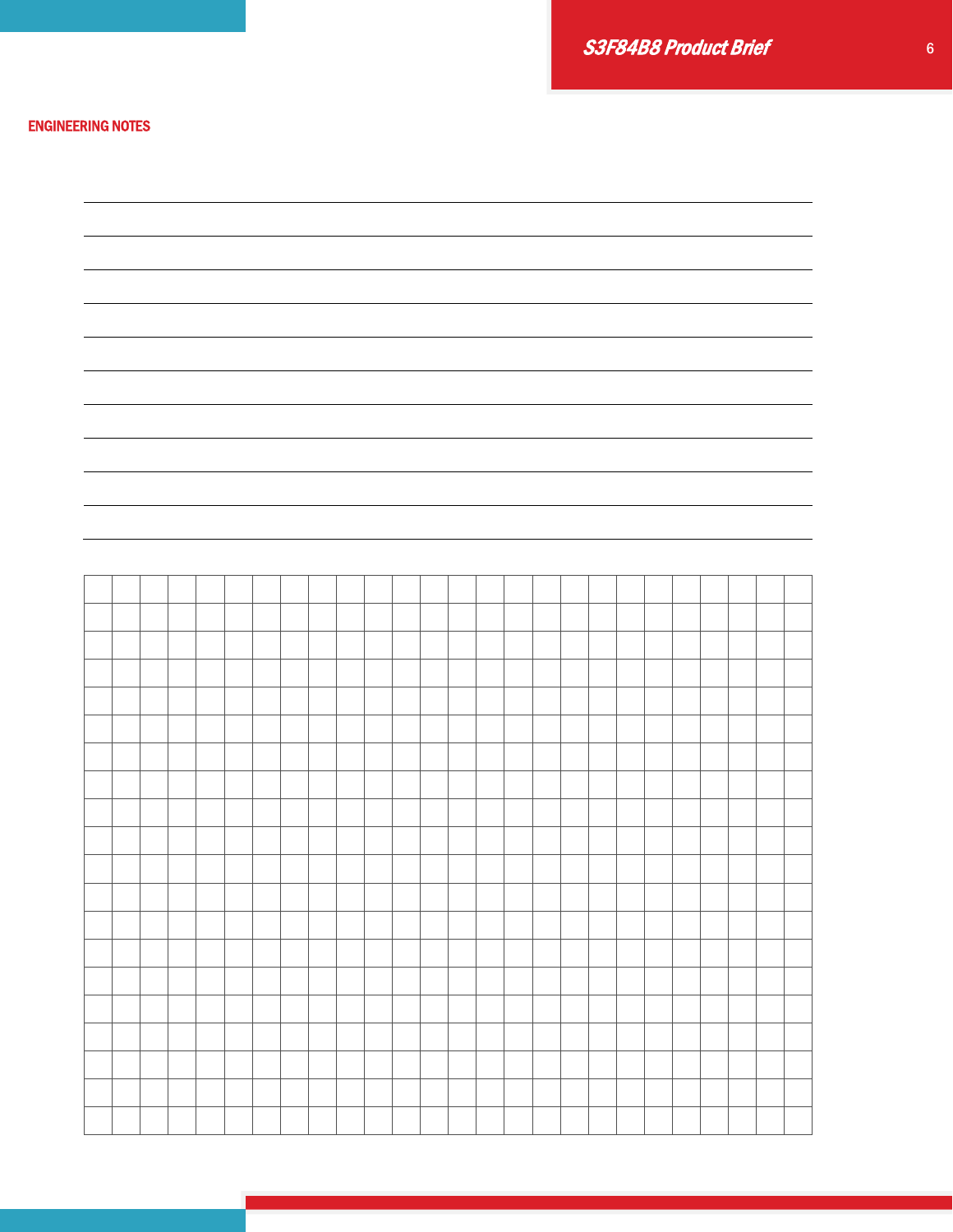## ENGINEERING NOTES